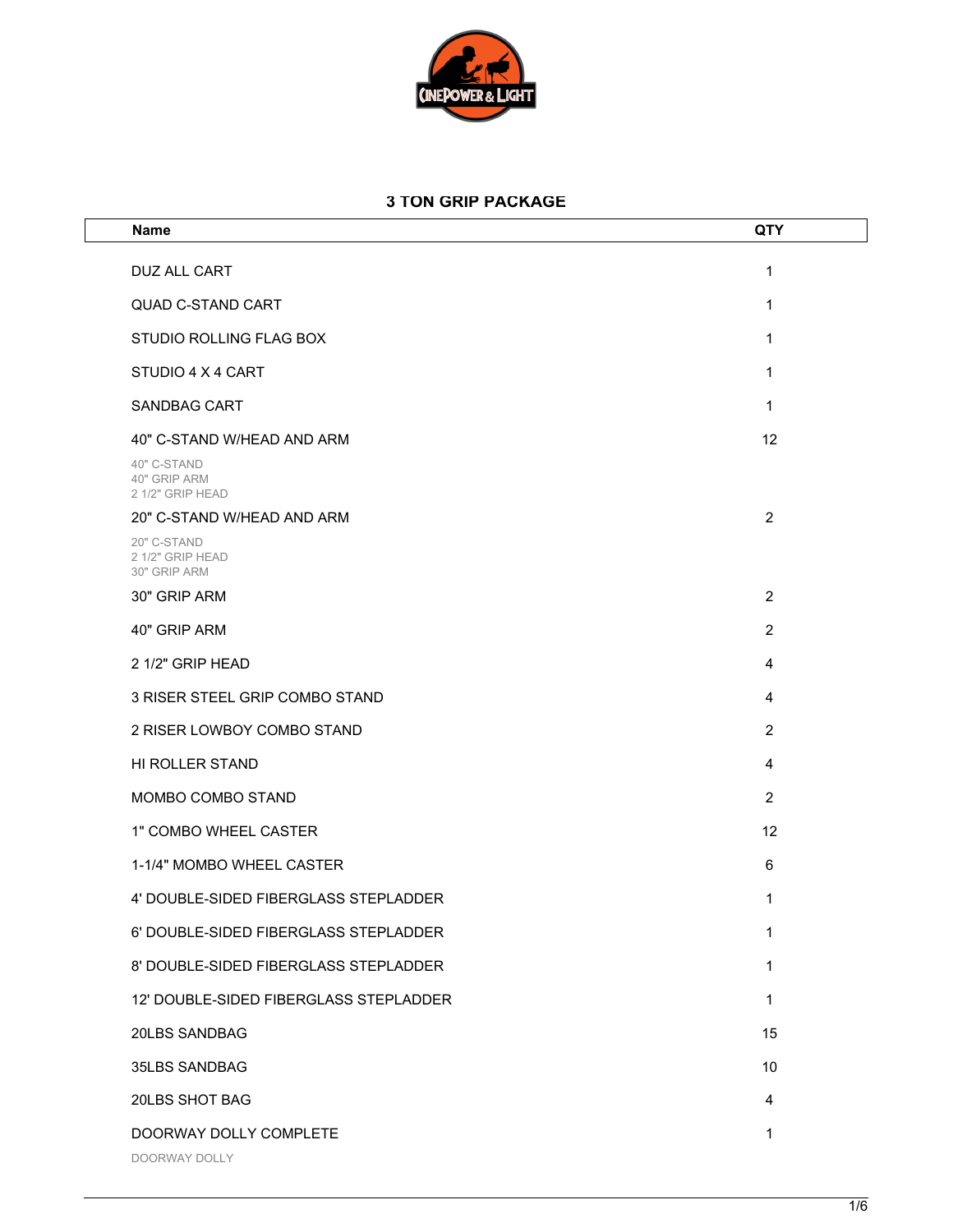CinePower & Light

## 3 TON GRIP PACKAGE

| Name | QTY |
|---|---|
| DUZ ALL CART | 1 |
| QUAD C-STAND CART | 1 |
| STUDIO ROLLING FLAG BOX | 1 |
| STUDIO 4 X 4 CART | 1 |
| SANDBAG CART | 1 |
| 40" C-STAND W/HEAD AND ARM<br>40" C-STAND<br>40" GRIP ARM<br>2 1/2" GRIP HEAD | 12 |
| 20" C-STAND W/HEAD AND ARM<br>20" C-STAND<br>2 1/2" GRIP HEAD<br>30" GRIP ARM | 2 |
| 30" GRIP ARM | 2 |
| 40" GRIP ARM | 2 |
| 2 1/2" GRIP HEAD | 4 |
| 3 RISER STEEL GRIP COMBO STAND | 4 |
| 2 RISER LOWBOY COMBO STAND | 2 |
| HI ROLLER STAND | 4 |
| MOMBO COMBO STAND | 2 |
| 1" COMBO WHEEL CASTER | 12 |
| 1-1/4" MOMBO WHEEL CASTER | 6 |
| 4' DOUBLE-SIDED FIBERGLASS STEPLADDER | 1 |
| 6' DOUBLE-SIDED FIBERGLASS STEPLADDER | 1 |
| 8' DOUBLE-SIDED FIBERGLASS STEPLADDER | 1 |
| 12' DOUBLE-SIDED FIBERGLASS STEPLADDER | 1 |
| 20LBS SANDBAG | 15 |
| 35LBS SANDBAG | 10 |
| 20LBS SHOT BAG | 4 |
| DOORWAY DOLLY COMPLETE<br>DOORWAY DOLLY | 1 |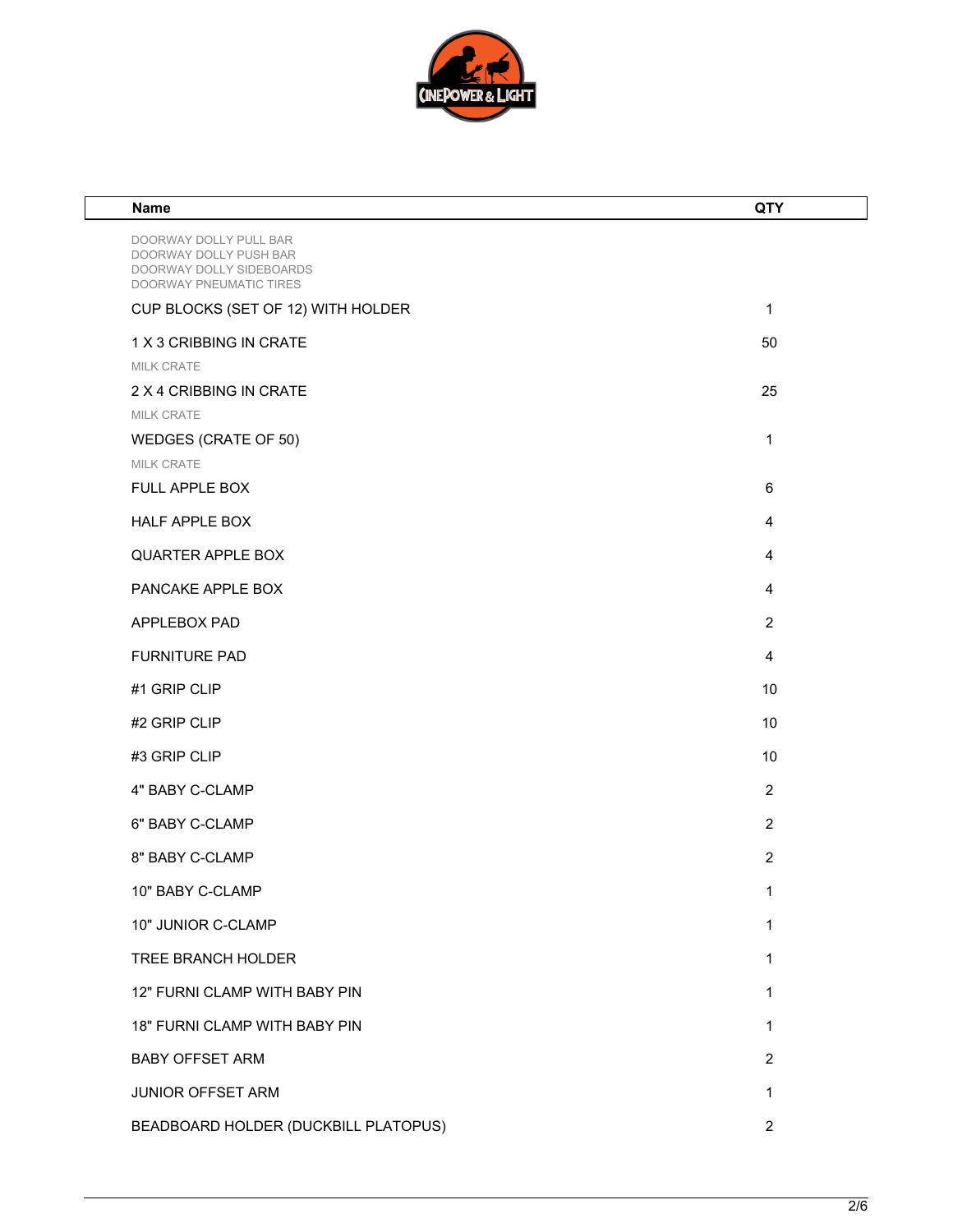| Name | QTY |
| --- | --- |
| DOORWAY DOLLY PULL BAR<br>DOORWAY DOLLY PUSH BAR<br>DOORWAY DOLLY SIDEBOARDS<br>DOORWAY PNEUMATIC TIRES | |
| CUP BLOCKS (SET OF 12) WITH HOLDER | 1 |
| 1 X 3 CRIBBING IN CRATE | 50 |
| MILK CRATE | |
| 2 X 4 CRIBBING IN CRATE | 25 |
| MILK CRATE | |
| WEDGES (CRATE OF 50) | 1 |
| MILK CRATE | |
| FULL APPLE BOX | 6 |
| HALF APPLE BOX | 4 |
| QUARTER APPLE BOX | 4 |
| PANCAKE APPLE BOX | 4 |
| APPLEBOX PAD | 2 |
| FURNITURE PAD | 4 |
| #1 GRIP CLIP | 10 |
| #2 GRIP CLIP | 10 |
| #3 GRIP CLIP | 10 |
| 4" BABY C-CLAMP | 2 |
| 6" BABY C-CLAMP | 2 |
| 8" BABY C-CLAMP | 2 |
| 10" BABY C-CLAMP | 1 |
| 10" JUNIOR C-CLAMP | 1 |
| TREE BRANCH HOLDER | 1 |
| 12" FURNI CLAMP WITH BABY PIN | 1 |
| 18" FURNI CLAMP WITH BABY PIN | 1 |
| BABY OFFSET ARM | 2 |
| JUNIOR OFFSET ARM | 1 |
| BEADBOARD HOLDER (DUCKBILL PLATOPUS) | 2 |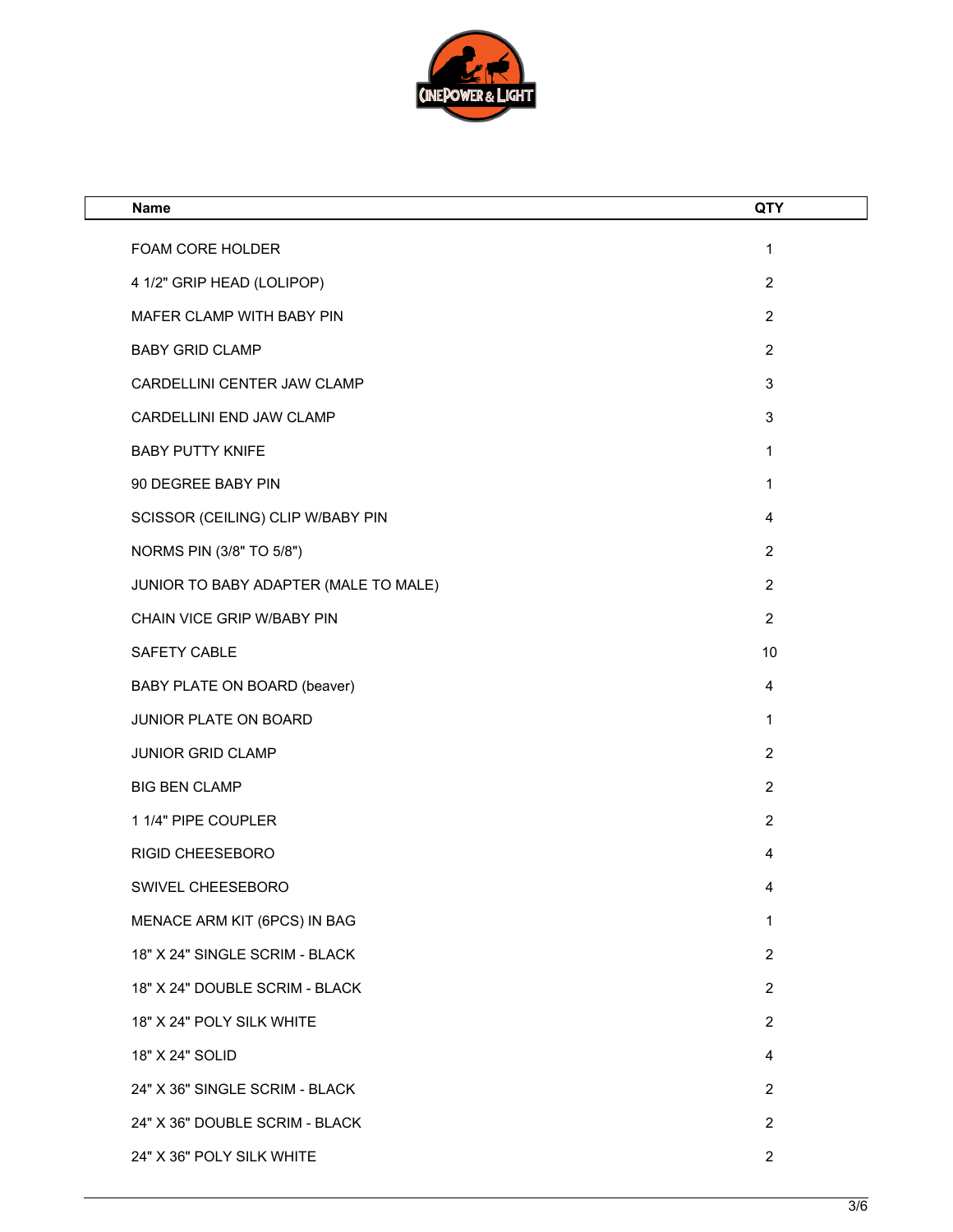| Name | QTY |
| --- | --- |
| FOAM CORE HOLDER | 1 |
| 4 1/2" GRIP HEAD (LOLIPOP) | 2 |
| MAFER CLAMP WITH BABY PIN | 2 |
| BABY GRID CLAMP | 2 |
| CARDELLINI CENTER JAW CLAMP | 3 |
| CARDELLINI END JAW CLAMP | 3 |
| BABY PUTTY KNIFE | 1 |
| 90 DEGREE BABY PIN | 1 |
| SCISSOR (CEILING) CLIP W/BABY PIN | 4 |
| NORMS PIN (3/8" TO 5/8") | 2 |
| JUNIOR TO BABY ADAPTER (MALE TO MALE) | 2 |
| CHAIN VICE GRIP W/BABY PIN | 2 |
| SAFETY CABLE | 10 |
| BABY PLATE ON BOARD (beaver) | 4 |
| JUNIOR PLATE ON BOARD | 1 |
| JUNIOR GRID CLAMP | 2 |
| BIG BEN CLAMP | 2 |
| 1 1/4" PIPE COUPLER | 2 |
| RIGID CHEESEBORO | 4 |
| SWIVEL CHEESEBORO | 4 |
| MENACE ARM KIT (6PCS) IN BAG | 1 |
| 18" X 24" SINGLE SCRIM - BLACK | 2 |
| 18" X 24" DOUBLE SCRIM - BLACK | 2 |
| 18" X 24" POLY SILK WHITE | 2 |
| 18" X 24" SOLID | 4 |
| 24" X 36" SINGLE SCRIM - BLACK | 2 |
| 24" X 36" DOUBLE SCRIM - BLACK | 2 |
| 24" X 36" POLY SILK WHITE | 2 |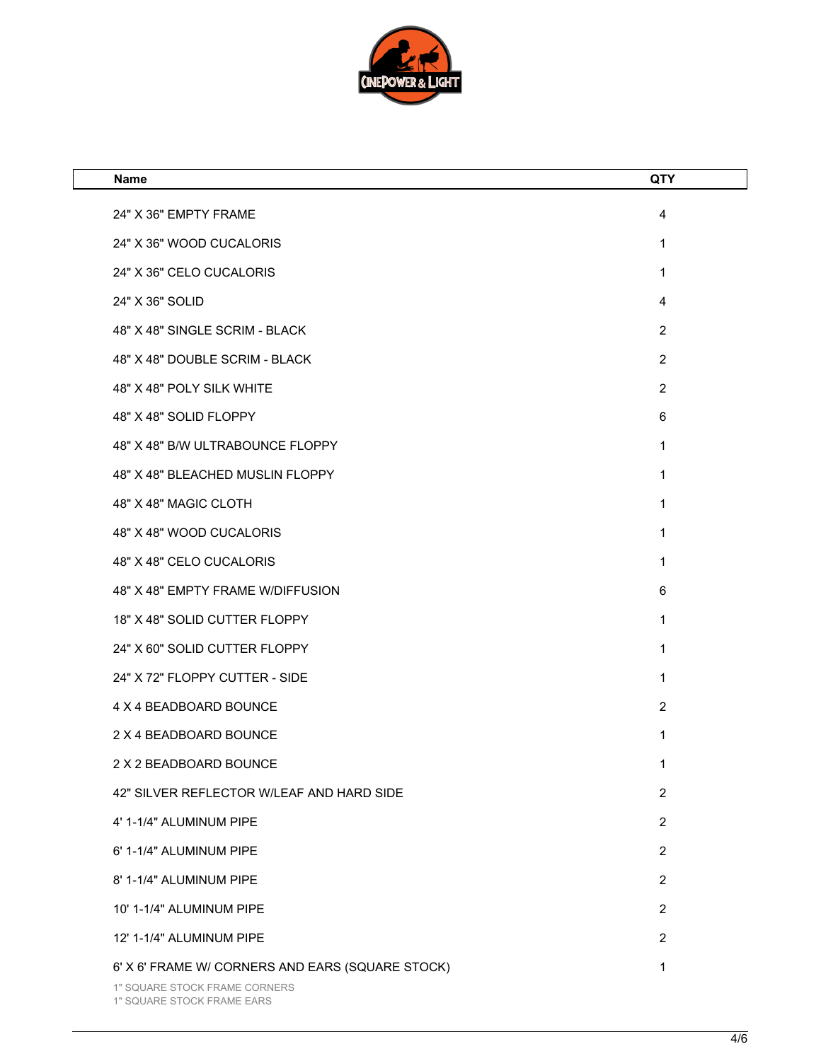| Name | QTY |
| --- | --- |
| 24" X 36" EMPTY FRAME | 4 |
| 24" X 36" WOOD CUCALORIS | 1 |
| 24" X 36" CELO CUCALORIS | 1 |
| 24" X 36" SOLID | 4 |
| 48" X 48" SINGLE SCRIM - BLACK | 2 |
| 48" X 48" DOUBLE SCRIM - BLACK | 2 |
| 48" X 48" POLY SILK WHITE | 2 |
| 48" X 48" SOLID FLOPPY | 6 |
| 48" X 48" B/W ULTRABOUNCE FLOPPY | 1 |
| 48" X 48" BLEACHED MUSLIN FLOPPY | 1 |
| 48" X 48" MAGIC CLOTH | 1 |
| 48" X 48" WOOD CUCALORIS | 1 |
| 48" X 48" CELO CUCALORIS | 1 |
| 48" X 48" EMPTY FRAME W/DIFFUSION | 6 |
| 18" X 48" SOLID CUTTER FLOPPY | 1 |
| 24" X 60" SOLID CUTTER FLOPPY | 1 |
| 24" X 72" FLOPPY CUTTER - SIDE | 1 |
| 4 X 4 BEADBOARD BOUNCE | 2 |
| 2 X 4 BEADBOARD BOUNCE | 1 |
| 2 X 2 BEADBOARD BOUNCE | 1 |
| 42" SILVER REFLECTOR W/LEAF AND HARD SIDE | 2 |
| 4' 1-1/4" ALUMINUM PIPE | 2 |
| 6' 1-1/4" ALUMINUM PIPE | 2 |
| 8' 1-1/4" ALUMINUM PIPE | 2 |
| 10' 1-1/4" ALUMINUM PIPE | 2 |
| 12' 1-1/4" ALUMINUM PIPE | 2 |
| 6' X 6' FRAME W/ CORNERS AND EARS (SQUARE STOCK)<br>1" SQUARE STOCK FRAME CORNERS<br>1" SQUARE STOCK FRAME EARS | 1 |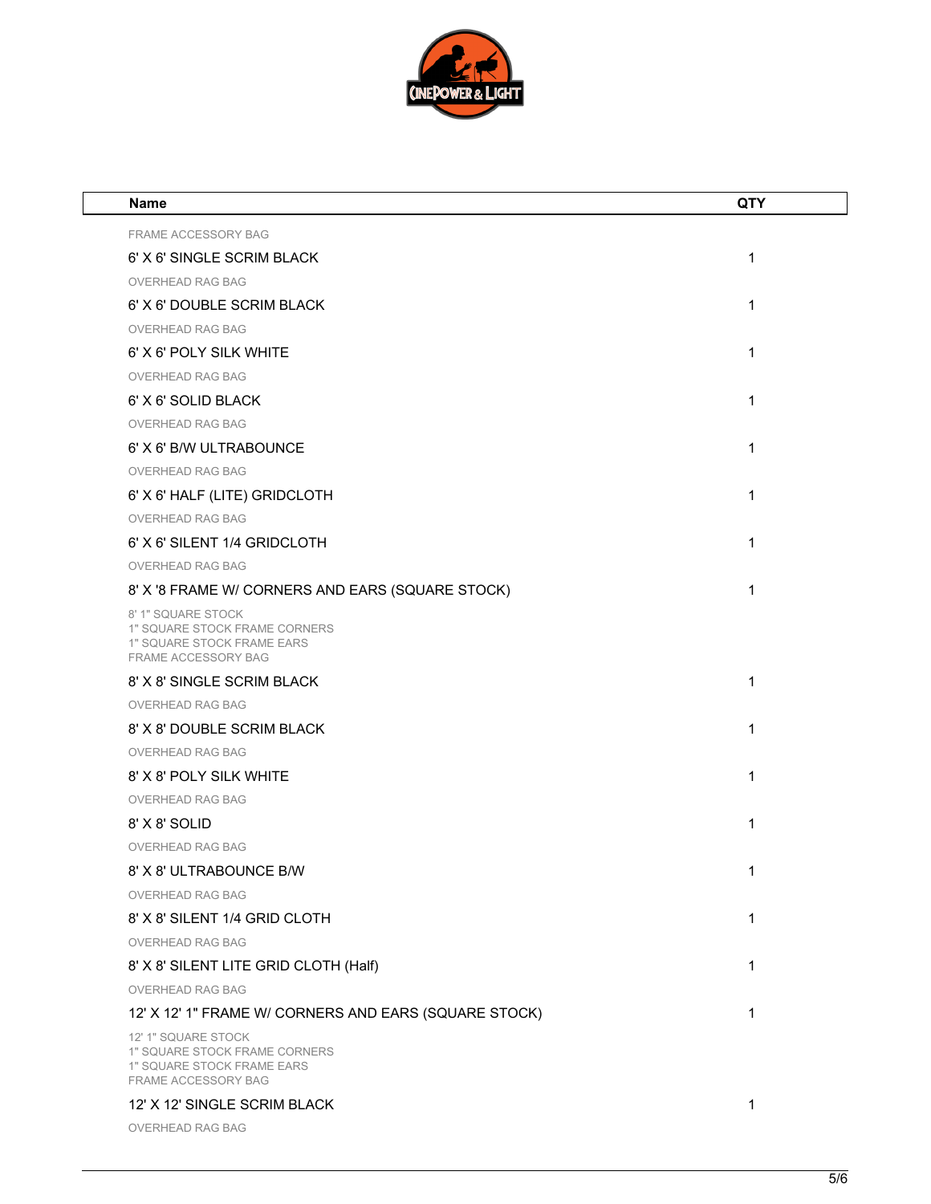| Name | QTY |
|---|---|
| FRAME ACCESSORY BAG | |
| 6' X 6' SINGLE SCRIM BLACK | 1 |
| OVERHEAD RAG BAG | |
| 6' X 6' DOUBLE SCRIM BLACK | 1 |
| OVERHEAD RAG BAG | |
| 6' X 6' POLY SILK WHITE | 1 |
| OVERHEAD RAG BAG | |
| 6' X 6' SOLID BLACK | 1 |
| OVERHEAD RAG BAG | |
| 6' X 6' B/W ULTRABOUNCE | 1 |
| OVERHEAD RAG BAG | |
| 6' X 6' HALF (LITE) GRIDCLOTH | 1 |
| OVERHEAD RAG BAG | |
| 6' X 6' SILENT 1/4 GRIDCLOTH | 1 |
| OVERHEAD RAG BAG | |
| 8' X '8 FRAME W/ CORNERS AND EARS (SQUARE STOCK) | 1 |
| 8' 1" SQUARE STOCK<br>1" SQUARE STOCK FRAME CORNERS<br>1" SQUARE STOCK FRAME EARS<br>FRAME ACCESSORY BAG | |
| 8' X 8' SINGLE SCRIM BLACK | 1 |
| OVERHEAD RAG BAG | |
| 8' X 8' DOUBLE SCRIM BLACK | 1 |
| OVERHEAD RAG BAG | |
| 8' X 8' POLY SILK WHITE | 1 |
| OVERHEAD RAG BAG | |
| 8' X 8' SOLID | 1 |
| OVERHEAD RAG BAG | |
| 8' X 8' ULTRABOUNCE B/W | 1 |
| OVERHEAD RAG BAG | |
| 8' X 8' SILENT 1/4 GRID CLOTH | 1 |
| OVERHEAD RAG BAG | |
| 8' X 8' SILENT LITE GRID CLOTH (Half) | 1 |
| OVERHEAD RAG BAG | |
| 12' X 12' 1" FRAME W/ CORNERS AND EARS (SQUARE STOCK) | 1 |
| 12' 1" SQUARE STOCK<br>1" SQUARE STOCK FRAME CORNERS<br>1" SQUARE STOCK FRAME EARS<br>FRAME ACCESSORY BAG | |
| 12' X 12' SINGLE SCRIM BLACK | 1 |
| OVERHEAD RAG BAG | |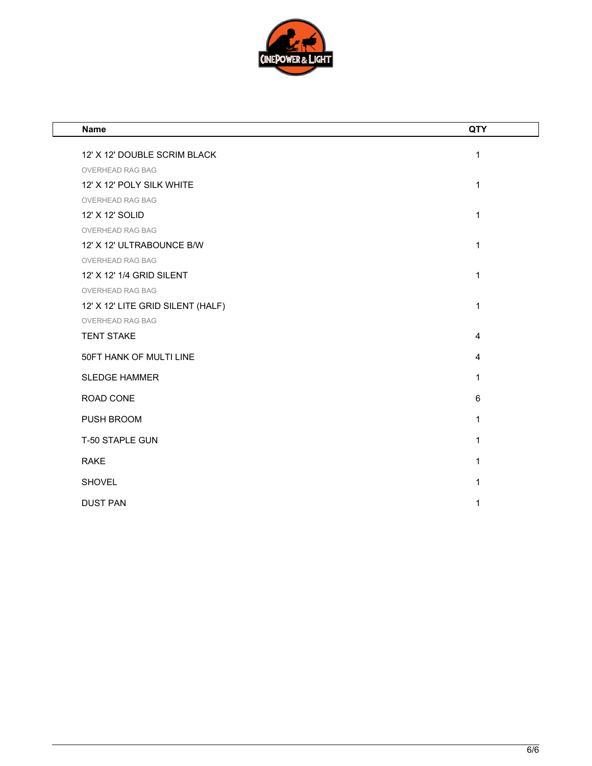| Name | QTY |
|---|---|
| 12' X 12' DOUBLE SCRIM BLACK<br>OVERHEAD RAG BAG | 1 |
| 12' X 12' POLY SILK WHITE<br>OVERHEAD RAG BAG | 1 |
| 12' X 12' SOLID<br>OVERHEAD RAG BAG | 1 |
| 12' X 12' ULTRABOUNCE B/W<br>OVERHEAD RAG BAG | 1 |
| 12' X 12' 1/4 GRID SILENT<br>OVERHEAD RAG BAG | 1 |
| 12' X 12' LITE GRID SILENT (HALF)<br>OVERHEAD RAG BAG | 1 |
| TENT STAKE | 4 |
| 50FT HANK OF MULTI LINE | 4 |
| SLEDGE HAMMER | 1 |
| ROAD CONE | 6 |
| PUSH BROOM | 1 |
| T-50 STAPLE GUN | 1 |
| RAKE | 1 |
| SHOVEL | 1 |
| DUST PAN | 1 |